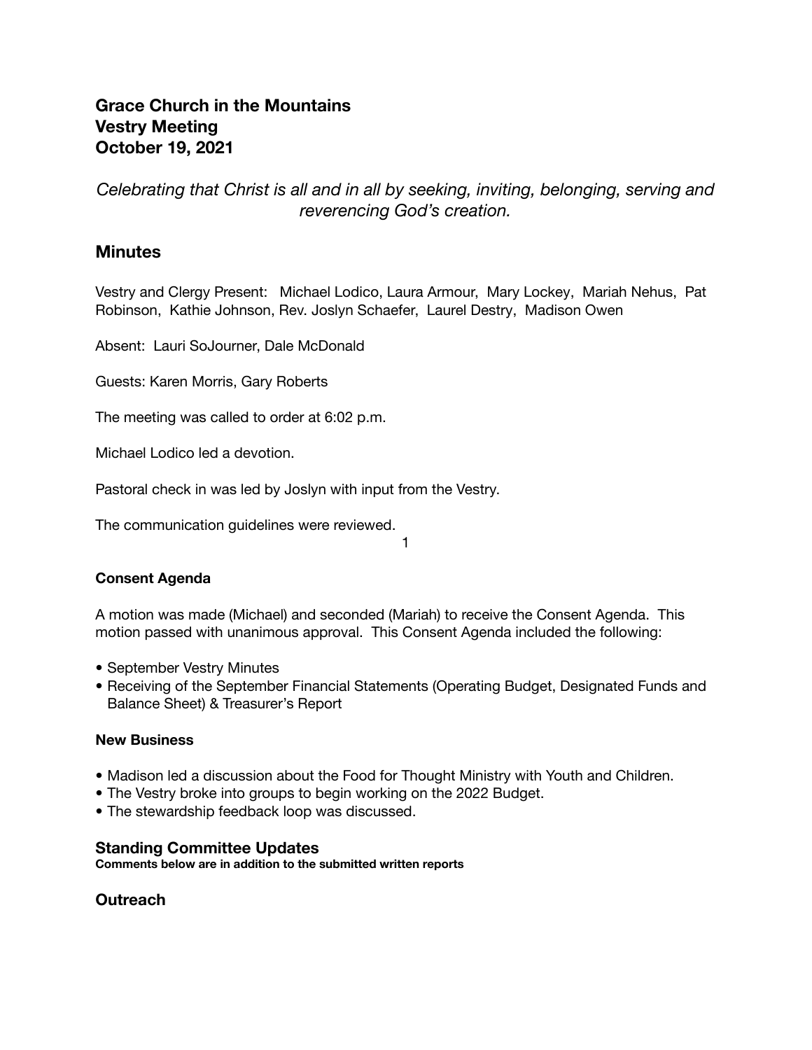**Grace Church in the Mountains**
**Vestry Meeting**
**October 19, 2021**

*Celebrating that Christ is all and in all by seeking, inviting, belonging, serving and reverencing God's creation.*

## Minutes

Vestry and Clergy Present: Michael Lodico, Laura Armour, Mary Lockey, Mariah Nehus, Pat Robinson, Kathie Johnson, Rev. Joslyn Schaefer, Laurel Destry, Madison Owen

Absent: Lauri SoJourner, Dale McDonald

Guests: Karen Morris, Gary Roberts

The meeting was called to order at 6:02 p.m.

Michael Lodico led a devotion.

Pastoral check in was led by Joslyn with input from the Vestry.

The communication guidelines were reviewed.

#### Consent Agenda

A motion was made (Michael) and seconded (Mariah) to receive the Consent Agenda. This motion passed with unanimous approval. This Consent Agenda included the following:

- September Vestry Minutes
- Receiving of the September Financial Statements (Operating Budget, Designated Funds and Balance Sheet) & Treasurer's Report

#### New Business

- Madison led a discussion about the Food for Thought Ministry with Youth and Children.
- The Vestry broke into groups to begin working on the 2022 Budget.
- The stewardship feedback loop was discussed.

### Standing Committee Updates

**Comments below are in addition to the submitted written reports**

### Outreach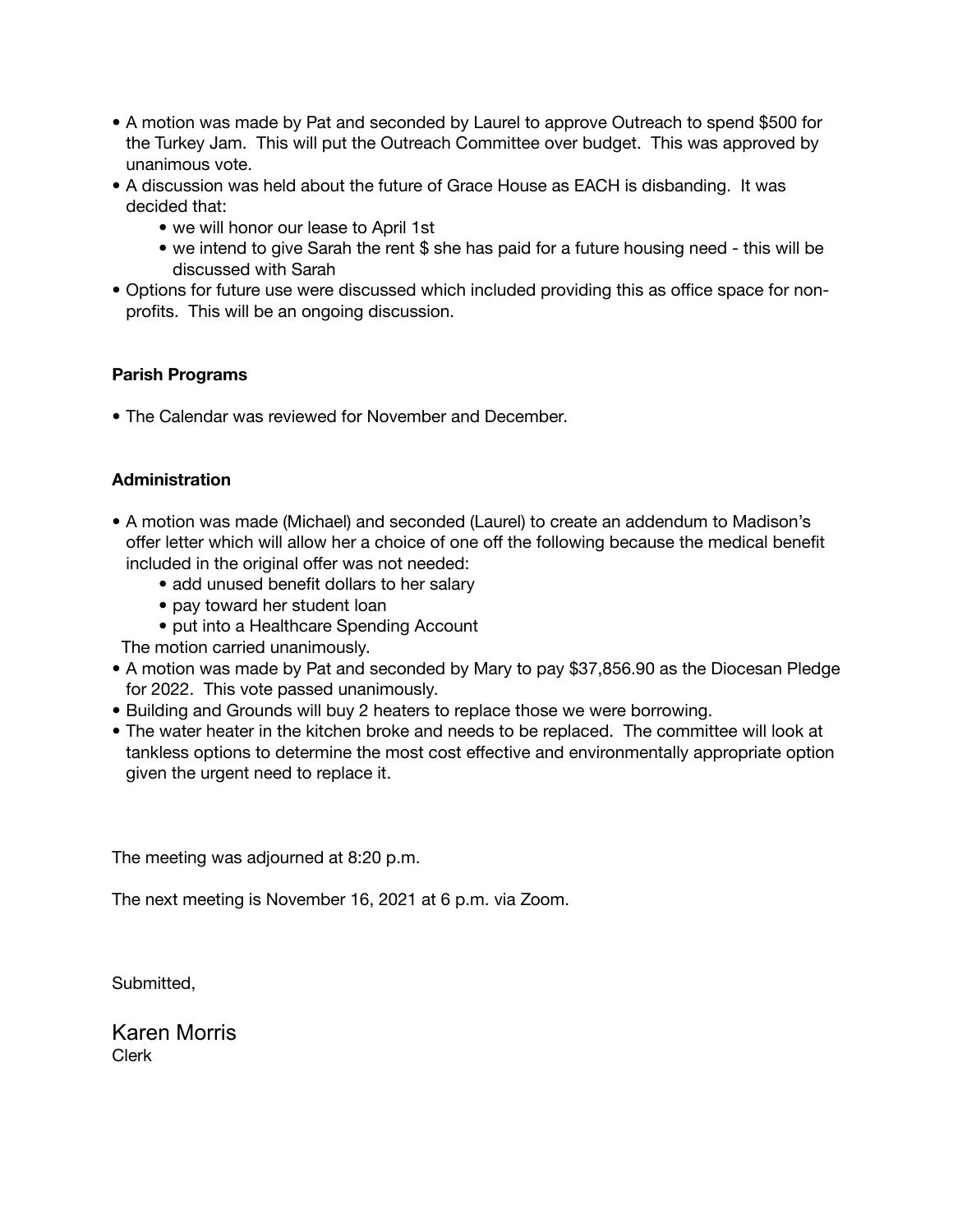- A motion was made by Pat and seconded by Laurel to approve Outreach to spend $500 for the Turkey Jam. This will put the Outreach Committee over budget. This was approved by unanimous vote.
- A discussion was held about the future of Grace House as EACH is disbanding. It was decided that:
  - we will honor our lease to April 1st
  - we intend to give Sarah the rent $ she has paid for a future housing need - this will be discussed with Sarah
- Options for future use were discussed which included providing this as office space for non-profits. This will be an ongoing discussion.

**Parish Programs**

- The Calendar was reviewed for November and December.

**Administration**

- A motion was made (Michael) and seconded (Laurel) to create an addendum to Madison's offer letter which will allow her a choice of one off the following because the medical benefit included in the original offer was not needed:
  - add unused benefit dollars to her salary
  - pay toward her student loan
  - put into a Healthcare Spending Account

  The motion carried unanimously.
- A motion was made by Pat and seconded by Mary to pay $37,856.90 as the Diocesan Pledge for 2022. This vote passed unanimously.
- Building and Grounds will buy 2 heaters to replace those we were borrowing.
- The water heater in the kitchen broke and needs to be replaced. The committee will look at tankless options to determine the most cost effective and environmentally appropriate option given the urgent need to replace it.

The meeting was adjourned at 8:20 p.m.

The next meeting is November 16, 2021 at 6 p.m. via Zoom.

Submitted,

Karen Morris
Clerk